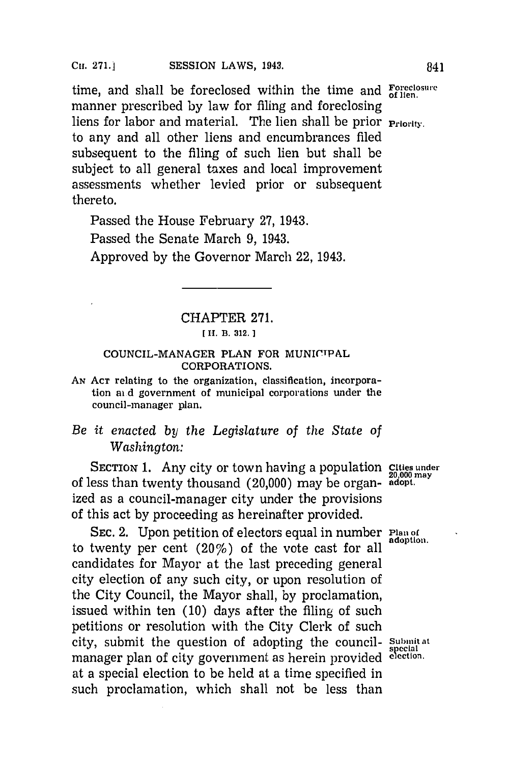time, and shall be foreclosed within the time and manner prescribed by law for filing and foreclosing liens for labor and material. The lien shall be prior to any and all other liens and encumbrances filed subsequent to the filing of such lien but shall be subject to all general taxes and local improvement assessments whether levied prior or subsequent thereto.

Foreclosure of lien.

Priority.

Passed the House February 27, 1943.

Passed the Senate March 9, 1943.

Approved by the Governor March 22, 1943.

---

## CHAPTER 271.

[H. B. 312.]

### COUNCIL-MANAGER PLAN FOR MUNICIPAL CORPORATIONS.

AN ACT relating to the organization, classification, incorporation and government of municipal corporations under the council-manager plan.

*Be it enacted by the Legislature of the State of Washington:*

SECTION 1. Any city or town having a population of less than twenty thousand (20,000) may be organized as a council-manager city under the provisions of this act by proceeding as hereinafter provided.

Cities under 20,000 may adopt.

SEC. 2. Upon petition of electors equal in number to twenty per cent (20%) of the vote cast for all candidates for Mayor at the last preceding general city election of any such city, or upon resolution of the City Council, the Mayor shall, by proclamation, issued within ten (10) days after the filing of such petitions or resolution with the City Clerk of such city, submit the question of adopting the council-manager plan of city government as herein provided at a special election to be held at a time specified in such proclamation, which shall not be less than

Plan of adoption.

Submit at special election.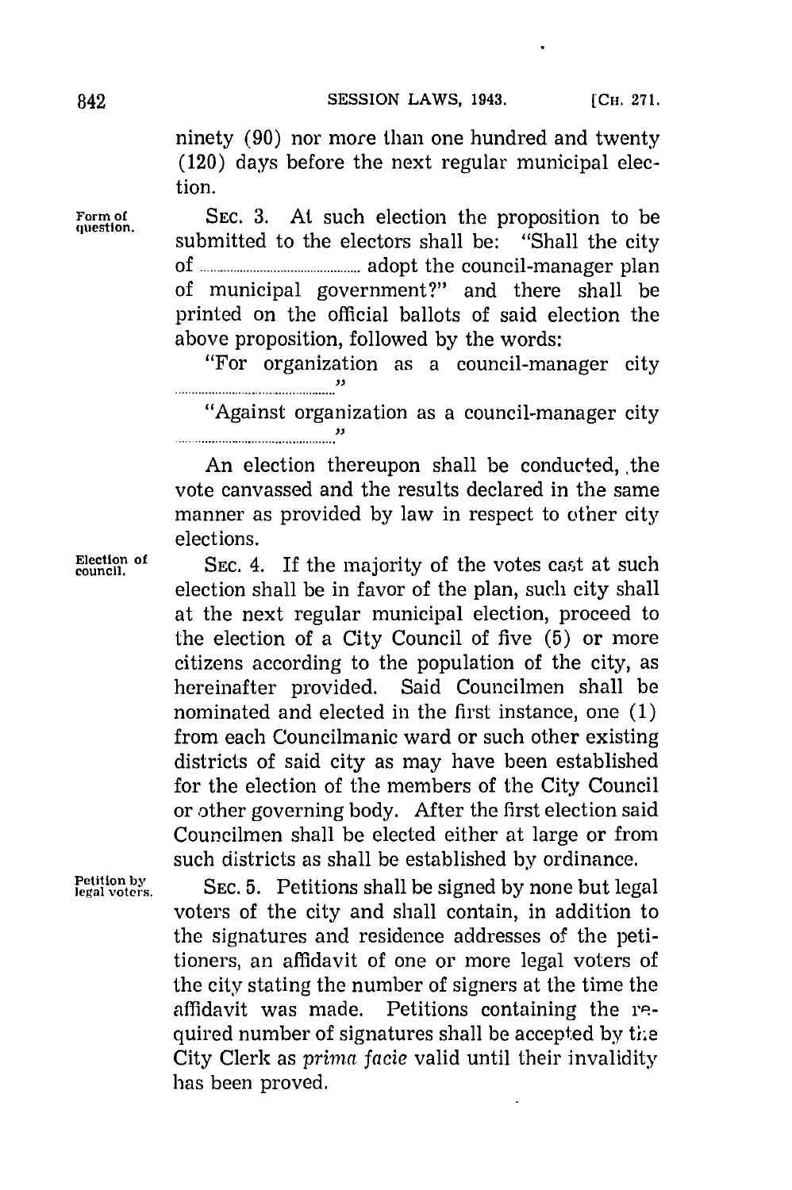ninety (90) nor more than one hundred and twenty (120) days before the next regular municipal election.

Form of question.

SEC. 3. At such election the proposition to be submitted to the electors shall be: "Shall the city of .................................... adopt the council-manager plan of municipal government?" and there shall be printed on the official ballots of said election the above proposition, followed by the words:

"For organization as a council-manager city ............................................"

"Against organization as a council-manager city ............................................"

An election thereupon shall be conducted, the vote canvassed and the results declared in the same manner as provided by law in respect to other city elections.

Election of council.

SEC. 4. If the majority of the votes cast at such election shall be in favor of the plan, such city shall at the next regular municipal election, proceed to the election of a City Council of five (5) or more citizens according to the population of the city, as hereinafter provided. Said Councilmen shall be nominated and elected in the first instance, one (1) from each Councilmanic ward or such other existing districts of said city as may have been established for the election of the members of the City Council or other governing body. After the first election said Councilmen shall be elected either at large or from such districts as shall be established by ordinance.

Petition by legal voters.

SEC. 5. Petitions shall be signed by none but legal voters of the city and shall contain, in addition to the signatures and residence addresses of the petitioners, an affidavit of one or more legal voters of the city stating the number of signers at the time the affidavit was made. Petitions containing the required number of signatures shall be accepted by the City Clerk as *prima facie* valid until their invalidity has been proved.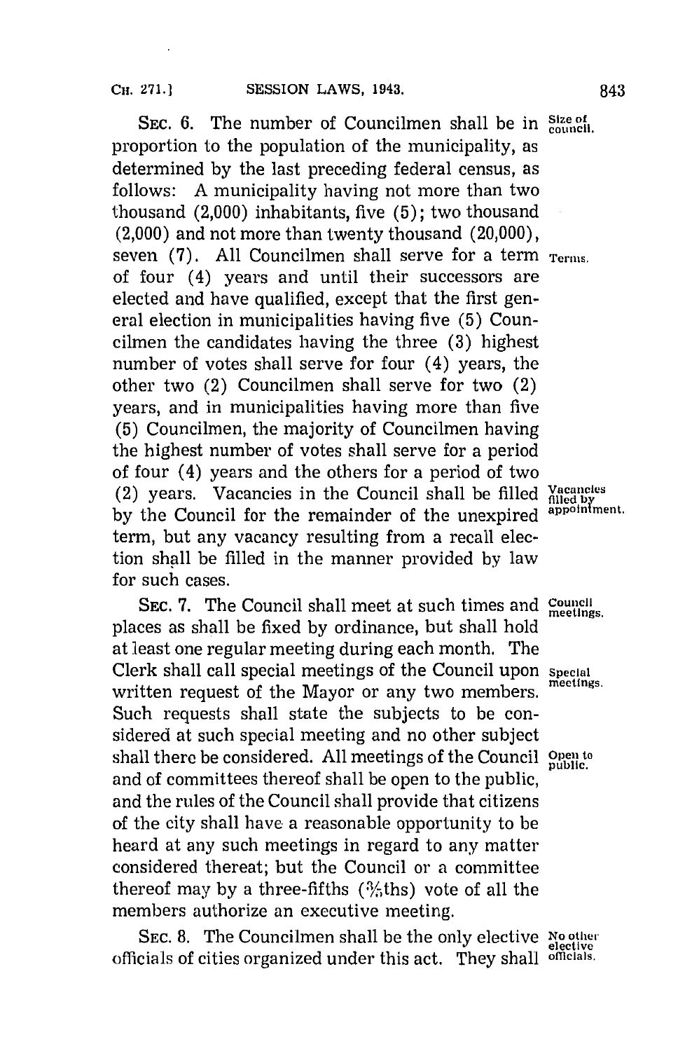SEC. 6. The number of Councilmen shall be in proportion to the population of the municipality, as determined by the last preceding federal census, as follows: A municipality having not more than two thousand (2,000) inhabitants, five (5); two thousand (2,000) and not more than twenty thousand (20,000), seven (7). All Councilmen shall serve for a term of four (4) years and until their successors are elected and have qualified, except that the first general election in municipalities having five (5) Councilmen the candidates having the three (3) highest number of votes shall serve for four (4) years, the other two (2) Councilmen shall serve for two (2) years, and in municipalities having more than five (5) Councilmen, the majority of Councilmen having the highest number of votes shall serve for a period of four (4) years and the others for a period of two (2) years. Vacancies in the Council shall be filled by the Council for the remainder of the unexpired term, but any vacancy resulting from a recall election shall be filled in the manner provided by law for such cases.

*Size of council.*

*Terms.*

*Vacancies filled by appointment.*

SEC. 7. The Council shall meet at such times and places as shall be fixed by ordinance, but shall hold at least one regular meeting during each month. The Clerk shall call special meetings of the Council upon written request of the Mayor or any two members. Such requests shall state the subjects to be considered at such special meeting and no other subject shall there be considered. All meetings of the Council and of committees thereof shall be open to the public, and the rules of the Council shall provide that citizens of the city shall have a reasonable opportunity to be heard at any such meetings in regard to any matter considered thereat; but the Council or a committee thereof may by a three-fifths (3/5ths) vote of all the members authorize an executive meeting.

*Council meetings.*

*Special meetings.*

*Open to public.*

SEC. 8. The Councilmen shall be the only elective officials of cities organized under this act. They shall

*No other elective officials.*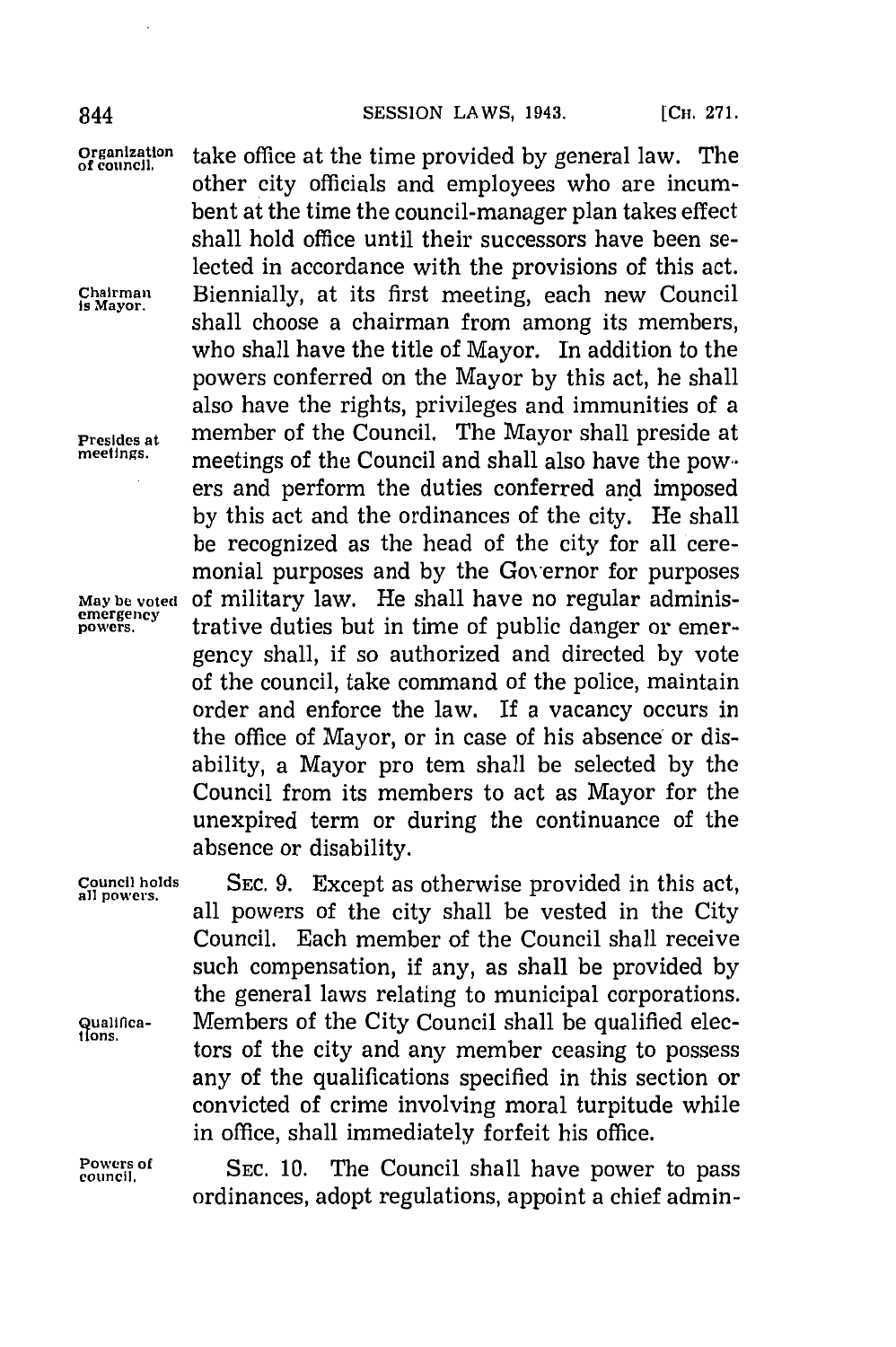take office at the time provided by general law. The other city officials and employees who are incumbent at the time the council-manager plan takes effect shall hold office until their successors have been selected in accordance with the provisions of this act.

*Organization of council.*

*Chairman is Mayor.*

Biennially, at its first meeting, each new Council shall choose a chairman from among its members, who shall have the title of Mayor. In addition to the powers conferred on the Mayor by this act, he shall also have the rights, privileges and immunities of a member of the Council. The Mayor shall preside at meetings of the Council and shall also have the powers and perform the duties conferred and imposed by this act and the ordinances of the city. He shall be recognized as the head of the city for all ceremonial purposes and by the Governor for purposes of military law. He shall have no regular administrative duties but in time of public danger or emergency shall, if so authorized and directed by vote of the council, take command of the police, maintain order and enforce the law. If a vacancy occurs in the office of Mayor, or in case of his absence or disability, a Mayor pro tem shall be selected by the Council from its members to act as Mayor for the unexpired term or during the continuance of the absence or disability.

*Presides at meetings.*

*May be voted emergency powers.*

*Council holds all powers.*

SEC. 9. Except as otherwise provided in this act, all powers of the city shall be vested in the City Council. Each member of the Council shall receive such compensation, if any, as shall be provided by the general laws relating to municipal corporations. Members of the City Council shall be qualified electors of the city and any member ceasing to possess any of the qualifications specified in this section or convicted of crime involving moral turpitude while in office, shall immediately forfeit his office.

*Qualifications.*

*Powers of council.*

SEC. 10. The Council shall have power to pass ordinances, adopt regulations, appoint a chief admin-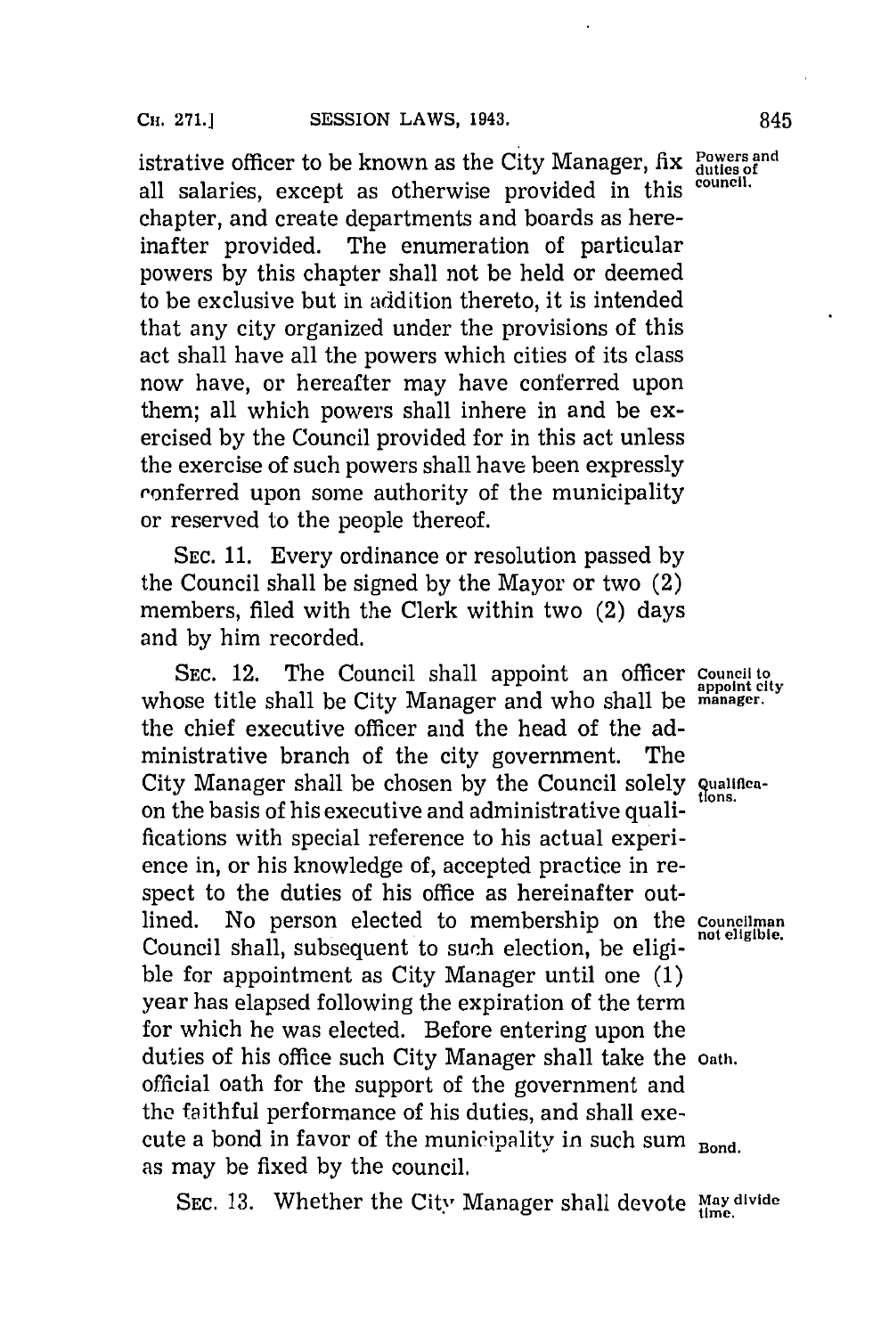istrative officer to be known as the City Manager, fix all salaries, except as otherwise provided in this chapter, and create departments and boards as hereinafter provided. The enumeration of particular powers by this chapter shall not be held or deemed to be exclusive but in addition thereto, it is intended that any city organized under the provisions of this act shall have all the powers which cities of its class now have, or hereafter may have conferred upon them; all which powers shall inhere in and be exercised by the Council provided for in this act unless the exercise of such powers shall have been expressly conferred upon some authority of the municipality or reserved to the people thereof.

*Powers and duties of council.*

SEC. 11. Every ordinance or resolution passed by the Council shall be signed by the Mayor or two (2) members, filed with the Clerk within two (2) days and by him recorded.

SEC. 12. The Council shall appoint an officer whose title shall be City Manager and who shall be the chief executive officer and the head of the administrative branch of the city government. The City Manager shall be chosen by the Council solely on the basis of his executive and administrative qualifications with special reference to his actual experience in, or his knowledge of, accepted practice in respect to the duties of his office as hereinafter outlined. No person elected to membership on the Council shall, subsequent to such election, be eligible for appointment as City Manager until one (1) year has elapsed following the expiration of the term for which he was elected. Before entering upon the duties of his office such City Manager shall take the official oath for the support of the government and the faithful performance of his duties, and shall execute a bond in favor of the municipality in such sum as may be fixed by the council.

*Council to appoint city manager.*

*Qualifications.*

*Councilman not eligible.*

*Oath.*

*Bond.*

SEC. 13. Whether the City Manager shall devote

*May divide time.*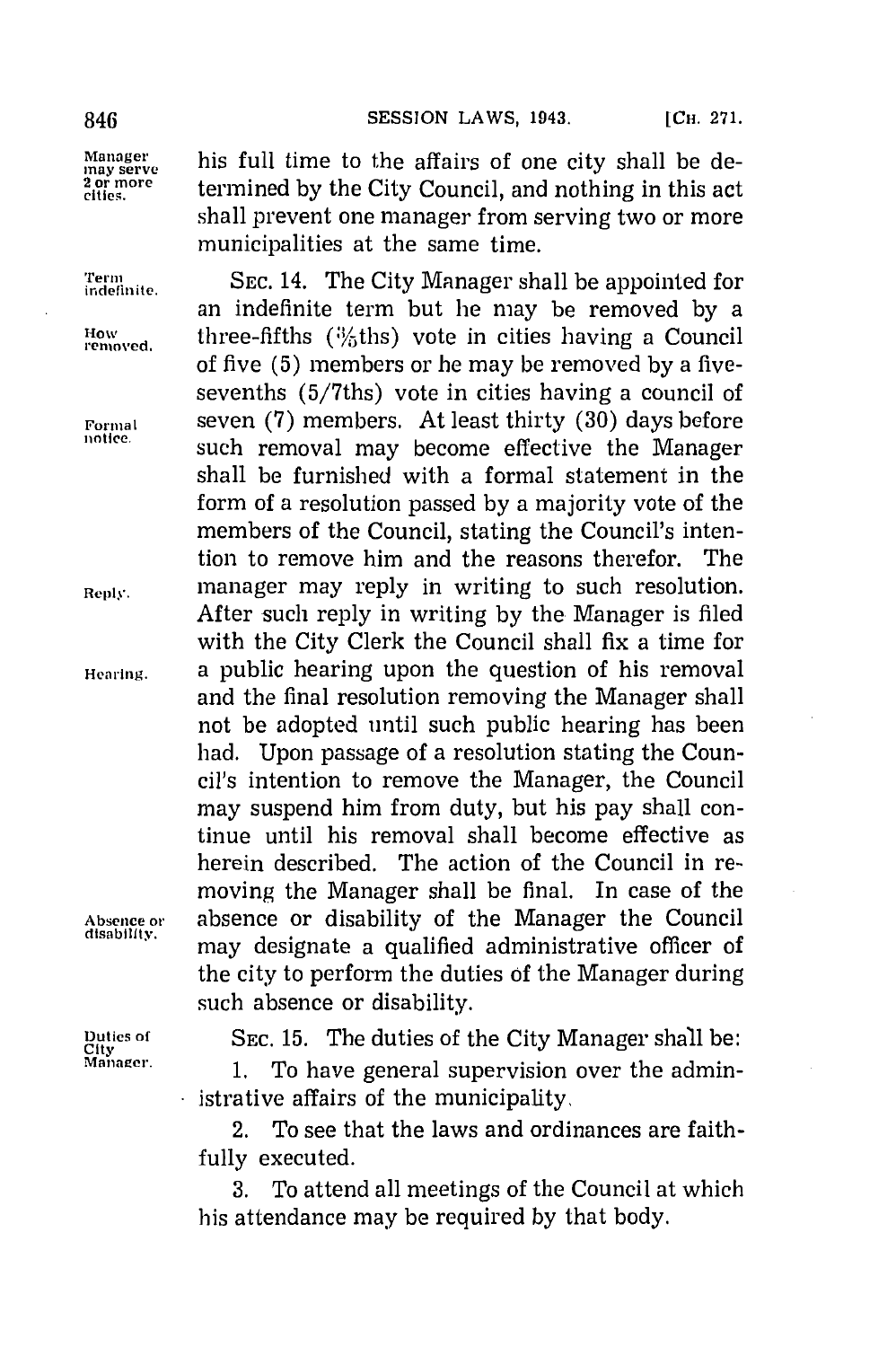his full time to the affairs of one city shall be determined by the City Council, and nothing in this act shall prevent one manager from serving two or more municipalities at the same time.

SEC. 14. The City Manager shall be appointed for an indefinite term but he may be removed by a three-fifths (3/5ths) vote in cities having a Council of five (5) members or he may be removed by a five-sevenths (5/7ths) vote in cities having a council of seven (7) members. At least thirty (30) days before such removal may become effective the Manager shall be furnished with a formal statement in the form of a resolution passed by a majority vote of the members of the Council, stating the Council's intention to remove him and the reasons therefor. The manager may reply in writing to such resolution. After such reply in writing by the Manager is filed with the City Clerk the Council shall fix a time for a public hearing upon the question of his removal and the final resolution removing the Manager shall not be adopted until such public hearing has been had. Upon passage of a resolution stating the Council's intention to remove the Manager, the Council may suspend him from duty, but his pay shall continue until his removal shall become effective as herein described. The action of the Council in removing the Manager shall be final. In case of the absence or disability of the Manager the Council may designate a qualified administrative officer of the city to perform the duties of the Manager during such absence or disability.

SEC. 15. The duties of the City Manager shall be:

1. To have general supervision over the administrative affairs of the municipality.

2. To see that the laws and ordinances are faithfully executed.

3. To attend all meetings of the Council at which his attendance may be required by that body.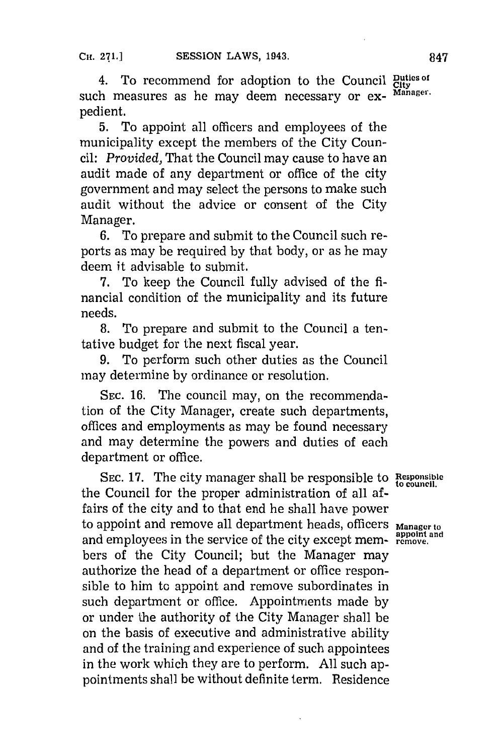4. To recommend for adoption to the Council such measures as he may deem necessary or expedient.

Duties of City Manager.

5. To appoint all officers and employees of the municipality except the members of the City Council: *Provided,* That the Council may cause to have an audit made of any department or office of the city government and may select the persons to make such audit without the advice or consent of the City Manager.

6. To prepare and submit to the Council such reports as may be required by that body, or as he may deem it advisable to submit.

7. To keep the Council fully advised of the financial condition of the municipality and its future needs.

8. To prepare and submit to the Council a tentative budget for the next fiscal year.

9. To perform such other duties as the Council may determine by ordinance or resolution.

SEC. 16. The council may, on the recommendation of the City Manager, create such departments, offices and employments as may be found necessary and may determine the powers and duties of each department or office.

SEC. 17. The city manager shall be responsible to the Council for the proper administration of all affairs of the city and to that end he shall have power to appoint and remove all department heads, officers and employees in the service of the city except members of the City Council; but the Manager may authorize the head of a department or office responsible to him to appoint and remove subordinates in such department or office. Appointments made by or under the authority of the City Manager shall be on the basis of executive and administrative ability and of the training and experience of such appointees in the work which they are to perform. All such appointments shall be without definite term. Residence

Responsible to council.

Manager to appoint and remove.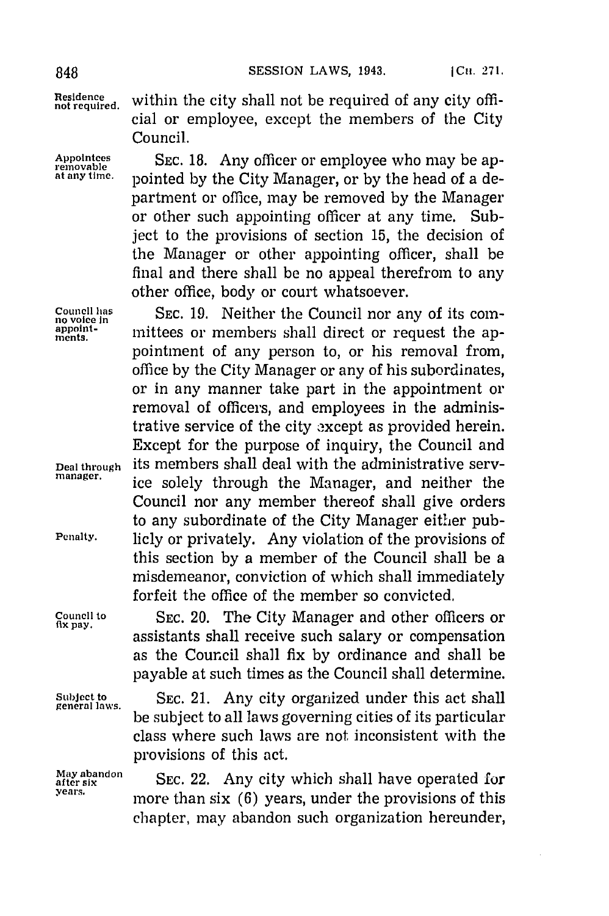**Residence not required.** within the city shall not be required of any city official or employee, except the members of the City Council.

**Appointees removable at any time.** SEC. 18. Any officer or employee who may be appointed by the City Manager, or by the head of a department or office, may be removed by the Manager or other such appointing officer at any time. Subject to the provisions of section 15, the decision of the Manager or other appointing officer, shall be final and there shall be no appeal therefrom to any other office, body or court whatsoever.

**Council has no voice in appointments.** SEC. 19. Neither the Council nor any of its committees or members shall direct or request the appointment of any person to, or his removal from, office by the City Manager or any of his subordinates, or in any manner take part in the appointment or removal of officers, and employees in the administrative service of the city except as provided herein. Except for the purpose of inquiry, the Council and **Deal through manager.** its members shall deal with the administrative service solely through the Manager, and neither the Council nor any member thereof shall give orders to any subordinate of the City Manager either publicly or privately. **Penalty.** Any violation of the provisions of this section by a member of the Council shall be a misdemeanor, conviction of which shall immediately forfeit the office of the member so convicted.

**Council to fix pay.** SEC. 20. The City Manager and other officers or assistants shall receive such salary or compensation as the Council shall fix by ordinance and shall be payable at such times as the Council shall determine.

**Subject to general laws.** SEC. 21. Any city organized under this act shall be subject to all laws governing cities of its particular class where such laws are not inconsistent with the provisions of this act.

**May abandon after six years.** SEC. 22. Any city which shall have operated for more than six (6) years, under the provisions of this chapter, may abandon such organization hereunder,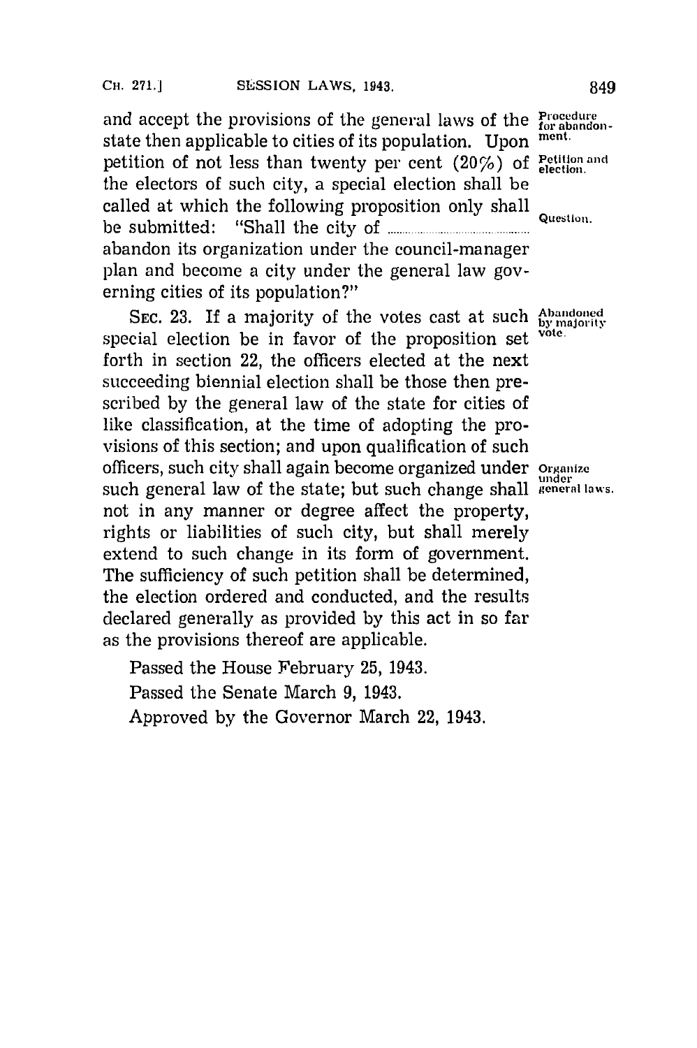and accept the provisions of the general laws of the state then applicable to cities of its population. Upon petition of not less than twenty per cent (20%) of the electors of such city, a special election shall be called at which the following proposition only shall be submitted: "Shall the city of .................... abandon its organization under the council-manager plan and become a city under the general law governing cities of its population?"

Procedure for abandonment.

Petition and election.

Question.

SEC. 23. If a majority of the votes cast at such special election be in favor of the proposition set forth in section 22, the officers elected at the next succeeding biennial election shall be those then prescribed by the general law of the state for cities of like classification, at the time of adopting the provisions of this section; and upon qualification of such officers, such city shall again become organized under such general law of the state; but such change shall not in any manner or degree affect the property, rights or liabilities of such city, but shall merely extend to such change in its form of government. The sufficiency of such petition shall be determined, the election ordered and conducted, and the results declared generally as provided by this act in so far as the provisions thereof are applicable.

Abandoned by majority vote.

Organize under general laws.

Passed the House February 25, 1943.

Passed the Senate March 9, 1943.

Approved by the Governor March 22, 1943.